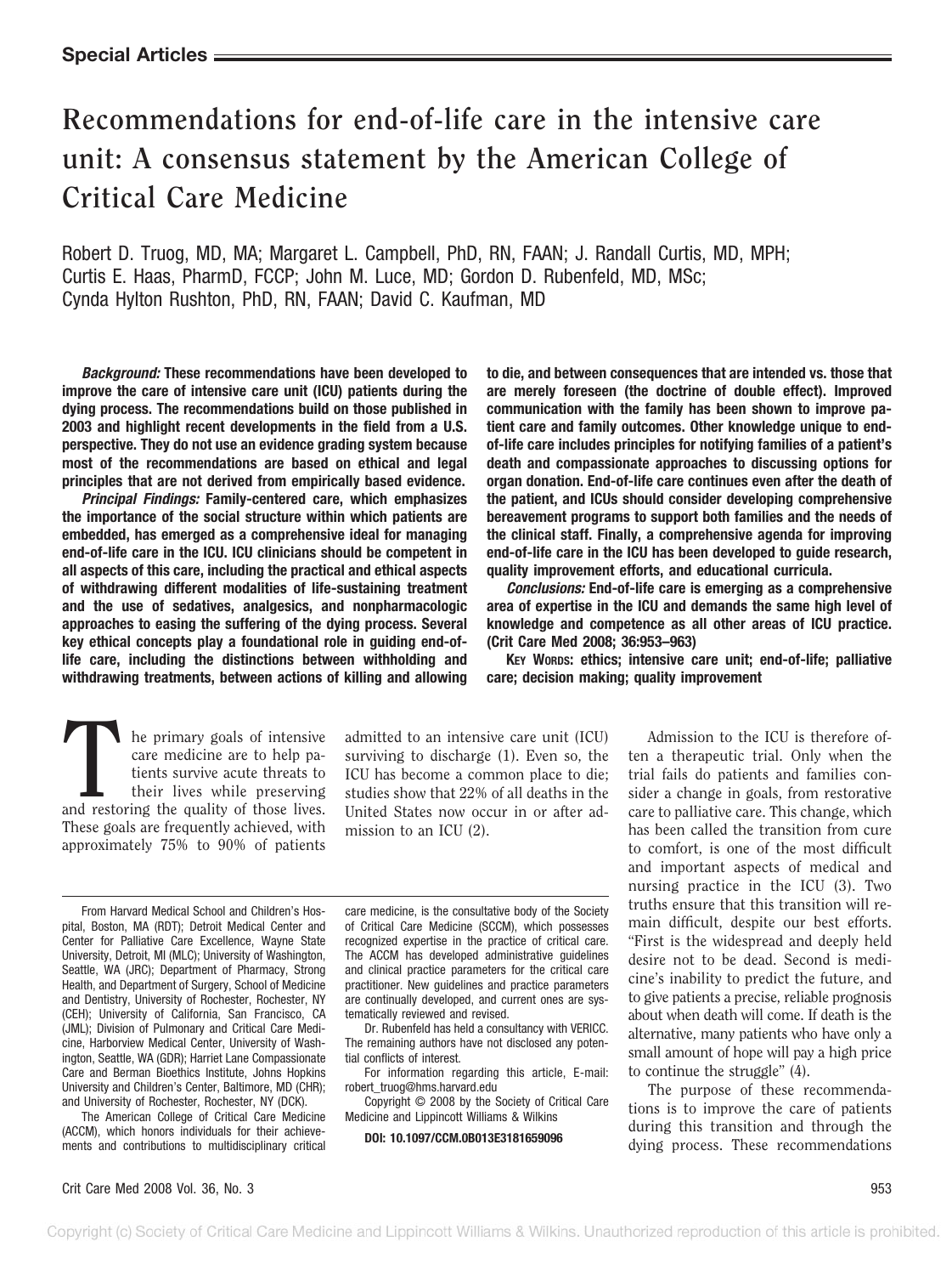**Special Articles**

# Recommendations for end-of-life care in the intensive care unit: A consensus statement by the American College of Critical Care Medicine

Robert D. Truog, MD, MA; Margaret L. Campbell, PhD, RN, FAAN; J. Randall Curtis, MD, MPH; Curtis E. Haas, PharmD, FCCP; John M. Luce, MD; Gordon D. Rubenfeld, MD, MSc; Cynda Hylton Rushton, PhD, RN, FAAN; David C. Kaufman, MD

***Background:*** **These recommendations have been developed to improve the care of intensive care unit (ICU) patients during the dying process. The recommendations build on those published in 2003 and highlight recent developments in the field from a U.S. perspective. They do not use an evidence grading system because most of the recommendations are based on ethical and legal principles that are not derived from empirically based evidence.**

***Principal Findings:*** **Family-centered care, which emphasizes the importance of the social structure within which patients are embedded, has emerged as a comprehensive ideal for managing end-of-life care in the ICU. ICU clinicians should be competent in all aspects of this care, including the practical and ethical aspects of withdrawing different modalities of life-sustaining treatment and the use of sedatives, analgesics, and nonpharmacologic approaches to easing the suffering of the dying process. Several key ethical concepts play a foundational role in guiding end-of-life care, including the distinctions between withholding and withdrawing treatments, between actions of killing and allowing to die, and between consequences that are intended vs. those that are merely foreseen (the doctrine of double effect). Improved communication with the family has been shown to improve patient care and family outcomes. Other knowledge unique to end-of-life care includes principles for notifying families of a patient's death and compassionate approaches to discussing options for organ donation. End-of-life care continues even after the death of the patient, and ICUs should consider developing comprehensive bereavement programs to support both families and the needs of the clinical staff. Finally, a comprehensive agenda for improving end-of-life care in the ICU has been developed to guide research, quality improvement efforts, and educational curricula.**

***Conclusions:*** **End-of-life care is emerging as a comprehensive area of expertise in the ICU and demands the same high level of knowledge and competence as all other areas of ICU practice. (Crit Care Med 2008; 36:953–963)**

**Key Words: ethics; intensive care unit; end-of-life; palliative care; decision making; quality improvement**

The primary goals of intensive care medicine are to help patients survive acute threats to their lives while preserving and restoring the quality of those lives. These goals are frequently achieved, with approximately 75% to 90% of patients admitted to an intensive care unit (ICU) surviving to discharge (1). Even so, the ICU has become a common place to die; studies show that 22% of all deaths in the United States now occur in or after admission to an ICU (2).

Admission to the ICU is therefore often a therapeutic trial. Only when the trial fails do patients and families consider a change in goals, from restorative care to palliative care. This change, which has been called the transition from cure to comfort, is one of the most difficult and important aspects of medical and nursing practice in the ICU (3). Two truths ensure that this transition will remain difficult, despite our best efforts. "First is the widespread and deeply held desire not to be dead. Second is medicine's inability to predict the future, and to give patients a precise, reliable prognosis about when death will come. If death is the alternative, many patients who have only a small amount of hope will pay a high price to continue the struggle" (4).

The purpose of these recommendations is to improve the care of patients during this transition and through the dying process. These recommendations

From Harvard Medical School and Children's Hospital, Boston, MA (RDT); Detroit Medical Center and Center for Palliative Care Excellence, Wayne State University, Detroit, MI (MLC); University of Washington, Seattle, WA (JRC); Department of Pharmacy, Strong Health, and Department of Surgery, School of Medicine and Dentistry, University of Rochester, Rochester, NY (CEH); University of California, San Francisco, CA (JML); Division of Pulmonary and Critical Care Medicine, Harborview Medical Center, University of Washington, Seattle, WA (GDR); Harriet Lane Compassionate Care and Berman Bioethics Institute, Johns Hopkins University and Children's Center, Baltimore, MD (CHR); and University of Rochester, Rochester, NY (DCK).

The American College of Critical Care Medicine (ACCM), which honors individuals for their achievements and contributions to multidisciplinary critical care medicine, is the consultative body of the Society of Critical Care Medicine (SCCM), which possesses recognized expertise in the practice of critical care. The ACCM has developed administrative guidelines and clinical practice parameters for the critical care practitioner. New guidelines and practice parameters are continually developed, and current ones are systematically reviewed and revised.

Dr. Rubenfeld has held a consultancy with VERICC. The remaining authors have not disclosed any potential conflicts of interest.

For information regarding this article, E-mail: robert_truog@hms.harvard.edu

Copyright © 2008 by the Society of Critical Care Medicine and Lippincott Williams & Wilkins

**DOI: 10.1097/CCM.0B013E3181659096**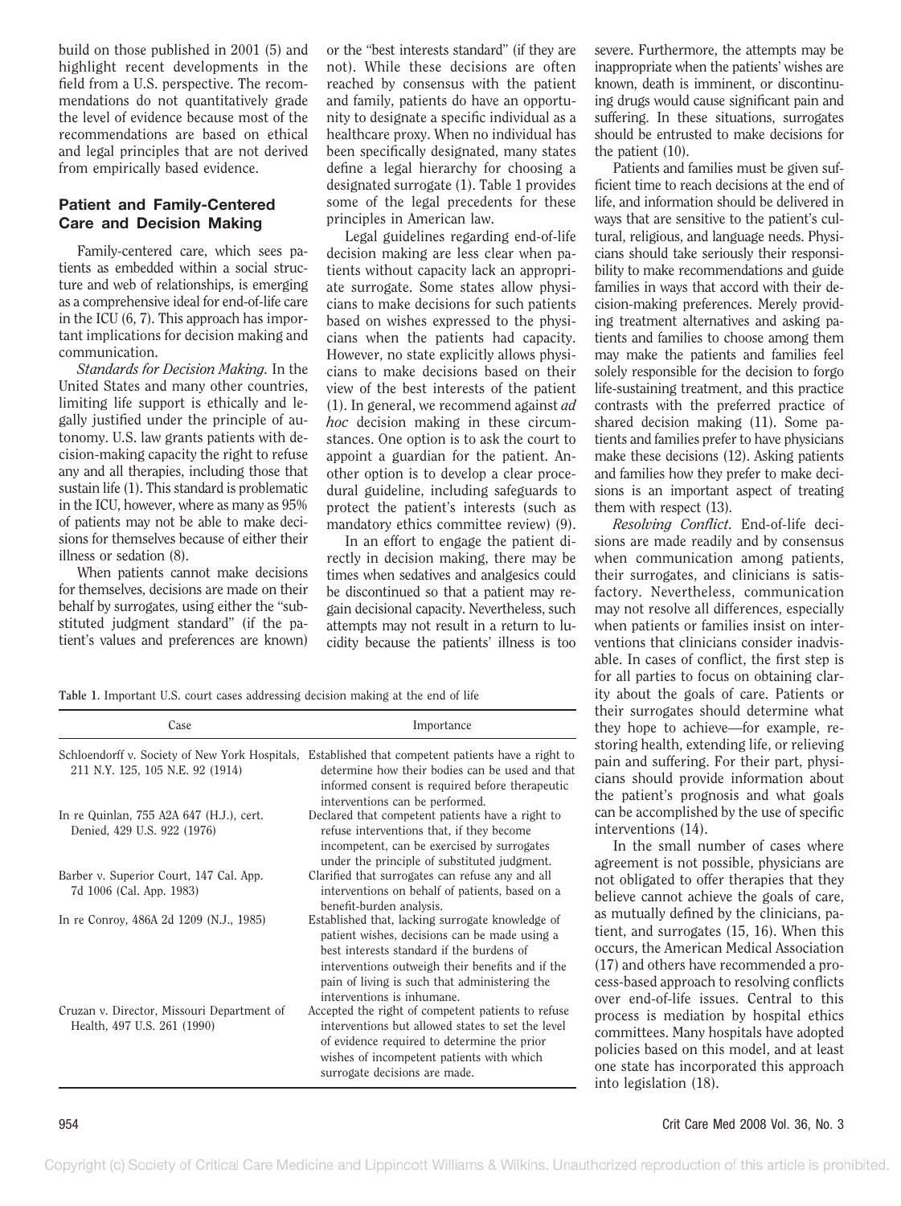build on those published in 2001 (5) and highlight recent developments in the field from a U.S. perspective. The recommendations do not quantitatively grade the level of evidence because most of the recommendations are based on ethical and legal principles that are not derived from empirically based evidence.

## Patient and Family-Centered Care and Decision Making

Family-centered care, which sees patients as embedded within a social structure and web of relationships, is emerging as a comprehensive ideal for end-of-life care in the ICU (6, 7). This approach has important implications for decision making and communication.

*Standards for Decision Making.* In the United States and many other countries, limiting life support is ethically and legally justified under the principle of autonomy. U.S. law grants patients with decision-making capacity the right to refuse any and all therapies, including those that sustain life (1). This standard is problematic in the ICU, however, where as many as 95% of patients may not be able to make decisions for themselves because of either their illness or sedation (8).

When patients cannot make decisions for themselves, decisions are made on their behalf by surrogates, using either the "substituted judgment standard" (if the patient's values and preferences are known) or the "best interests standard" (if they are not). While these decisions are often reached by consensus with the patient and family, patients do have an opportunity to designate a specific individual as a healthcare proxy. When no individual has been specifically designated, many states define a legal hierarchy for choosing a designated surrogate (1). Table 1 provides some of the legal precedents for these principles in American law.

Legal guidelines regarding end-of-life decision making are less clear when patients without capacity lack an appropriate surrogate. Some states allow physicians to make decisions for such patients based on wishes expressed to the physicians when the patients had capacity. However, no state explicitly allows physicians to make decisions based on their view of the best interests of the patient (1). In general, we recommend against *ad hoc* decision making in these circumstances. One option is to ask the court to appoint a guardian for the patient. Another option is to develop a clear procedural guideline, including safeguards to protect the patient's interests (such as mandatory ethics committee review) (9).

In an effort to engage the patient directly in decision making, there may be times when sedatives and analgesics could be discontinued so that a patient may regain decisional capacity. Nevertheless, such attempts may not result in a return to lucidity because the patients' illness is too severe. Furthermore, the attempts may be inappropriate when the patients' wishes are known, death is imminent, or discontinuing drugs would cause significant pain and suffering. In these situations, surrogates should be entrusted to make decisions for the patient (10).

Patients and families must be given sufficient time to reach decisions at the end of life, and information should be delivered in ways that are sensitive to the patient's cultural, religious, and language needs. Physicians should take seriously their responsibility to make recommendations and guide families in ways that accord with their decision-making preferences. Merely providing treatment alternatives and asking patients and families to choose among them may make the patients and families feel solely responsible for the decision to forgo life-sustaining treatment, and this practice contrasts with the preferred practice of shared decision making (11). Some patients and families prefer to have physicians make these decisions (12). Asking patients and families how they prefer to make decisions is an important aspect of treating them with respect (13).

*Resolving Conflict.* End-of-life decisions are made readily and by consensus when communication among patients, their surrogates, and clinicians is satisfactory. Nevertheless, communication may not resolve all differences, especially when patients or families insist on interventions that clinicians consider inadvisable. In cases of conflict, the first step is for all parties to focus on obtaining clarity about the goals of care. Patients or their surrogates should determine what they hope to achieve—for example, restoring health, extending life, or relieving pain and suffering. For their part, physicians should provide information about the patient's prognosis and what goals can be accomplished by the use of specific interventions (14).

In the small number of cases where agreement is not possible, physicians are not obligated to offer therapies that they believe cannot achieve the goals of care, as mutually defined by the clinicians, patient, and surrogates (15, 16). When this occurs, the American Medical Association (17) and others have recommended a process-based approach to resolving conflicts over end-of-life issues. Central to this process is mediation by hospital ethics committees. Many hospitals have adopted policies based on this model, and at least one state has incorporated this approach into legislation (18).

Table 1. Important U.S. court cases addressing decision making at the end of life

| Case | Importance |
| --- | --- |
| Schloendorff v. Society of New York Hospitals, 211 N.Y. 125, 105 N.E. 92 (1914) | Established that competent patients have a right to determine how their bodies can be used and that informed consent is required before therapeutic interventions can be performed. |
| In re Quinlan, 755 A2A 647 (H.J.), cert. Denied, 429 U.S. 922 (1976) | Declared that competent patients have a right to refuse interventions that, if they become incompetent, can be exercised by surrogates under the principle of substituted judgment. |
| Barber v. Superior Court, 147 Cal. App. 7d 1006 (Cal. App. 1983) | Clarified that surrogates can refuse any and all interventions on behalf of patients, based on a benefit-burden analysis. |
| In re Conroy, 486A 2d 1209 (N.J., 1985) | Established that, lacking surrogate knowledge of patient wishes, decisions can be made using a best interests standard if the burdens of interventions outweigh their benefits and if the pain of living is such that administering the interventions is inhumane. |
| Cruzan v. Director, Missouri Department of Health, 497 U.S. 261 (1990) | Accepted the right of competent patients to refuse interventions but allowed states to set the level of evidence required to determine the prior wishes of incompetent patients with which surrogate decisions are made. |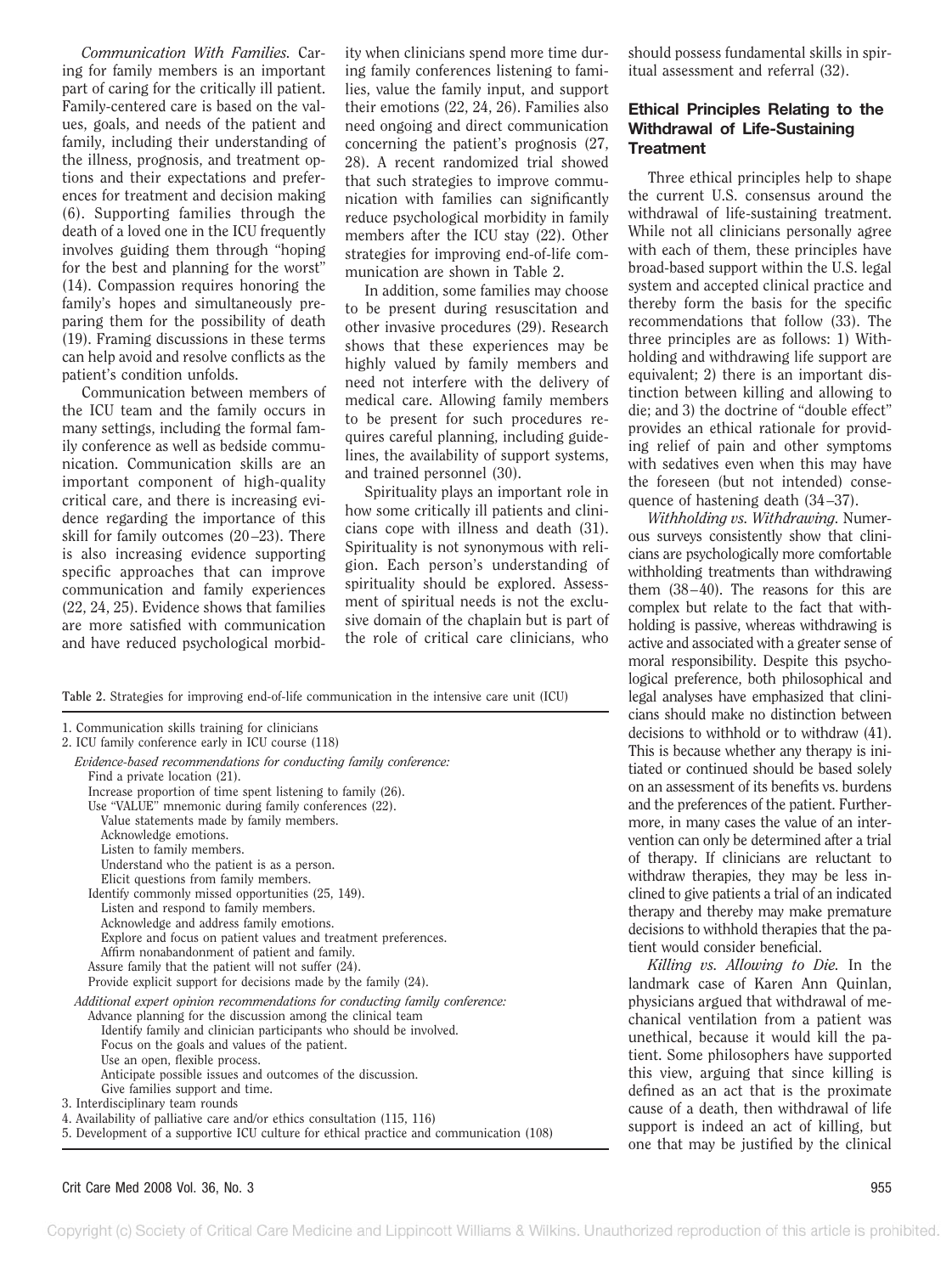*Communication With Families.* Caring for family members is an important part of caring for the critically ill patient. Family-centered care is based on the values, goals, and needs of the patient and family, including their understanding of the illness, prognosis, and treatment options and their expectations and preferences for treatment and decision making (6). Supporting families through the death of a loved one in the ICU frequently involves guiding them through "hoping for the best and planning for the worst" (14). Compassion requires honoring the family's hopes and simultaneously preparing them for the possibility of death (19). Framing discussions in these terms can help avoid and resolve conflicts as the patient's condition unfolds.

Communication between members of the ICU team and the family occurs in many settings, including the formal family conference as well as bedside communication. Communication skills are an important component of high-quality critical care, and there is increasing evidence regarding the importance of this skill for family outcomes (20–23). There is also increasing evidence supporting specific approaches that can improve communication and family experiences (22, 24, 25). Evidence shows that families are more satisfied with communication and have reduced psychological morbidity when clinicians spend more time during family conferences listening to families, value the family input, and support their emotions (22, 24, 26). Families also need ongoing and direct communication concerning the patient's prognosis (27, 28). A recent randomized trial showed that such strategies to improve communication with families can significantly reduce psychological morbidity in family members after the ICU stay (22). Other strategies for improving end-of-life communication are shown in Table 2.

In addition, some families may choose to be present during resuscitation and other invasive procedures (29). Research shows that these experiences may be highly valued by family members and need not interfere with the delivery of medical care. Allowing family members to be present for such procedures requires careful planning, including guidelines, the availability of support systems, and trained personnel (30).

Spirituality plays an important role in how some critically ill patients and clinicians cope with illness and death (31). Spirituality is not synonymous with religion. Each person's understanding of spirituality should be explored. Assessment of spiritual needs is not the exclusive domain of the chaplain but is part of the role of critical care clinicians, who should possess fundamental skills in spiritual assessment and referral (32).

**Table 2.** Strategies for improving end-of-life communication in the intensive care unit (ICU)

1. Communication skills training for clinicians
2. ICU family conference early in ICU course (118)
   - *Evidence-based recommendations for conducting family conference:*
     - Find a private location (21).
     - Increase proportion of time spent listening to family (26).
     - Use "VALUE" mnemonic during family conferences (22).
       - Value statements made by family members.
       - Acknowledge emotions.
       - Listen to family members.
       - Understand who the patient is as a person.
       - Elicit questions from family members.
     - Identify commonly missed opportunities (25, 149).
       - Listen and respond to family members.
       - Acknowledge and address family emotions.
       - Explore and focus on patient values and treatment preferences.
       - Affirm nonabandonment of patient and family.
     - Assure family that the patient will not suffer (24).
     - Provide explicit support for decisions made by the family (24).
   - *Additional expert opinion recommendations for conducting family conference:*
     - Advance planning for the discussion among the clinical team
       - Identify family and clinician participants who should be involved.
       - Focus on the goals and values of the patient.
       - Use an open, flexible process.
       - Anticipate possible issues and outcomes of the discussion.
       - Give families support and time.
3. Interdisciplinary team rounds
4. Availability of palliative care and/or ethics consultation (115, 116)
5. Development of a supportive ICU culture for ethical practice and communication (108)

## Ethical Principles Relating to the Withdrawal of Life-Sustaining Treatment

Three ethical principles help to shape the current U.S. consensus around the withdrawal of life-sustaining treatment. While not all clinicians personally agree with each of them, these principles have broad-based support within the U.S. legal system and accepted clinical practice and thereby form the basis for the specific recommendations that follow (33). The three principles are as follows: 1) Withholding and withdrawing life support are equivalent; 2) there is an important distinction between killing and allowing to die; and 3) the doctrine of "double effect" provides an ethical rationale for providing relief of pain and other symptoms with sedatives even when this may have the foreseen (but not intended) consequence of hastening death (34–37).

*Withholding vs. Withdrawing.* Numerous surveys consistently show that clinicians are psychologically more comfortable withholding treatments than withdrawing them (38–40). The reasons for this are complex but relate to the fact that withholding is passive, whereas withdrawing is active and associated with a greater sense of moral responsibility. Despite this psychological preference, both philosophical and legal analyses have emphasized that clinicians should make no distinction between decisions to withhold or to withdraw (41). This is because whether any therapy is initiated or continued should be based solely on an assessment of its benefits vs. burdens and the preferences of the patient. Furthermore, in many cases the value of an intervention can only be determined after a trial of therapy. If clinicians are reluctant to withdraw therapies, they may be less inclined to give patients a trial of an indicated therapy and thereby may make premature decisions to withhold therapies that the patient would consider beneficial.

*Killing vs. Allowing to Die.* In the landmark case of Karen Ann Quinlan, physicians argued that withdrawal of mechanical ventilation from a patient was unethical, because it would kill the patient. Some philosophers have supported this view, arguing that since killing is defined as an act that is the proximate cause of a death, then withdrawal of life support is indeed an act of killing, but one that may be justified by the clinical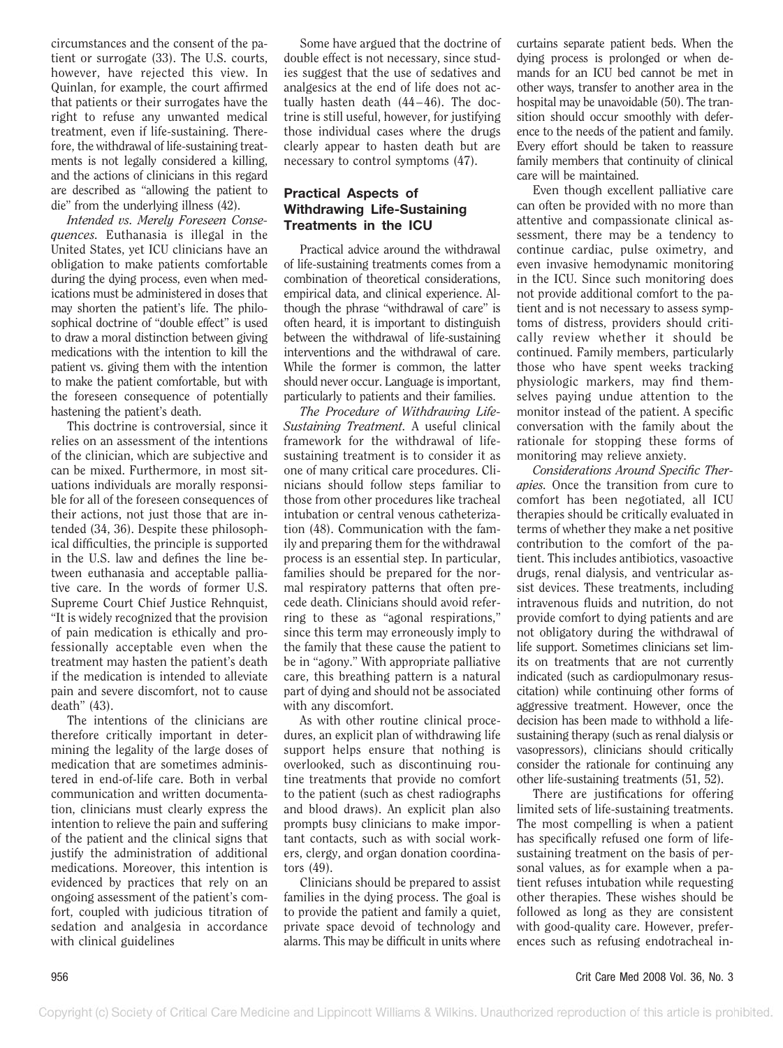circumstances and the consent of the patient or surrogate (33). The U.S. courts, however, have rejected this view. In Quinlan, for example, the court affirmed that patients or their surrogates have the right to refuse any unwanted medical treatment, even if life-sustaining. Therefore, the withdrawal of life-sustaining treatments is not legally considered a killing, and the actions of clinicians in this regard are described as "allowing the patient to die" from the underlying illness (42).

*Intended vs. Merely Foreseen Consequences.* Euthanasia is illegal in the United States, yet ICU clinicians have an obligation to make patients comfortable during the dying process, even when medications must be administered in doses that may shorten the patient's life. The philosophical doctrine of "double effect" is used to draw a moral distinction between giving medications with the intention to kill the patient vs. giving them with the intention to make the patient comfortable, but with the foreseen consequence of potentially hastening the patient's death.

This doctrine is controversial, since it relies on an assessment of the intentions of the clinician, which are subjective and can be mixed. Furthermore, in most situations individuals are morally responsible for all of the foreseen consequences of their actions, not just those that are intended (34, 36). Despite these philosophical difficulties, the principle is supported in the U.S. law and defines the line between euthanasia and acceptable palliative care. In the words of former U.S. Supreme Court Chief Justice Rehnquist, "It is widely recognized that the provision of pain medication is ethically and professionally acceptable even when the treatment may hasten the patient's death if the medication is intended to alleviate pain and severe discomfort, not to cause death" (43).

The intentions of the clinicians are therefore critically important in determining the legality of the large doses of medication that are sometimes administered in end-of-life care. Both in verbal communication and written documentation, clinicians must clearly express the intention to relieve the pain and suffering of the patient and the clinical signs that justify the administration of additional medications. Moreover, this intention is evidenced by practices that rely on an ongoing assessment of the patient's comfort, coupled with judicious titration of sedation and analgesia in accordance with clinical guidelines

Some have argued that the doctrine of double effect is not necessary, since studies suggest that the use of sedatives and analgesics at the end of life does not actually hasten death (44–46). The doctrine is still useful, however, for justifying those individual cases where the drugs clearly appear to hasten death but are necessary to control symptoms (47).

## Practical Aspects of Withdrawing Life-Sustaining Treatments in the ICU

Practical advice around the withdrawal of life-sustaining treatments comes from a combination of theoretical considerations, empirical data, and clinical experience. Although the phrase "withdrawal of care" is often heard, it is important to distinguish between the withdrawal of life-sustaining interventions and the withdrawal of care. While the former is common, the latter should never occur. Language is important, particularly to patients and their families.

*The Procedure of Withdrawing Life-Sustaining Treatment.* A useful clinical framework for the withdrawal of life-sustaining treatment is to consider it as one of many critical care procedures. Clinicians should follow steps familiar to those from other procedures like tracheal intubation or central venous catheterization (48). Communication with the family and preparing them for the withdrawal process is an essential step. In particular, families should be prepared for the normal respiratory patterns that often precede death. Clinicians should avoid referring to these as "agonal respirations," since this term may erroneously imply to the family that these cause the patient to be in "agony." With appropriate palliative care, this breathing pattern is a natural part of dying and should not be associated with any discomfort.

As with other routine clinical procedures, an explicit plan of withdrawing life support helps ensure that nothing is overlooked, such as discontinuing routine treatments that provide no comfort to the patient (such as chest radiographs and blood draws). An explicit plan also prompts busy clinicians to make important contacts, such as with social workers, clergy, and organ donation coordinators (49).

Clinicians should be prepared to assist families in the dying process. The goal is to provide the patient and family a quiet, private space devoid of technology and alarms. This may be difficult in units where curtains separate patient beds. When the dying process is prolonged or when demands for an ICU bed cannot be met in other ways, transfer to another area in the hospital may be unavoidable (50). The transition should occur smoothly with deference to the needs of the patient and family. Every effort should be taken to reassure family members that continuity of clinical care will be maintained.

Even though excellent palliative care can often be provided with no more than attentive and compassionate clinical assessment, there may be a tendency to continue cardiac, pulse oximetry, and even invasive hemodynamic monitoring in the ICU. Since such monitoring does not provide additional comfort to the patient and is not necessary to assess symptoms of distress, providers should critically review whether it should be continued. Family members, particularly those who have spent weeks tracking physiologic markers, may find themselves paying undue attention to the monitor instead of the patient. A specific conversation with the family about the rationale for stopping these forms of monitoring may relieve anxiety.

*Considerations Around Specific Therapies.* Once the transition from cure to comfort has been negotiated, all ICU therapies should be critically evaluated in terms of whether they make a net positive contribution to the comfort of the patient. This includes antibiotics, vasoactive drugs, renal dialysis, and ventricular assist devices. These treatments, including intravenous fluids and nutrition, do not provide comfort to dying patients and are not obligatory during the withdrawal of life support. Sometimes clinicians set limits on treatments that are not currently indicated (such as cardiopulmonary resuscitation) while continuing other forms of aggressive treatment. However, once the decision has been made to withhold a life-sustaining therapy (such as renal dialysis or vasopressors), clinicians should critically consider the rationale for continuing any other life-sustaining treatments (51, 52).

There are justifications for offering limited sets of life-sustaining treatments. The most compelling is when a patient has specifically refused one form of life-sustaining treatment on the basis of personal values, as for example when a patient refuses intubation while requesting other therapies. These wishes should be followed as long as they are consistent with good-quality care. However, preferences such as refusing endotracheal in-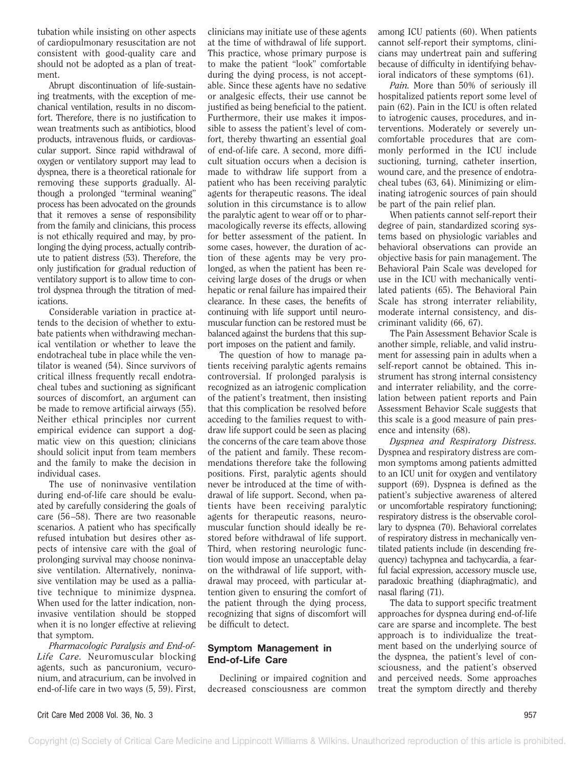tubation while insisting on other aspects of cardiopulmonary resuscitation are not consistent with good-quality care and should not be adopted as a plan of treatment.

Abrupt discontinuation of life-sustaining treatments, with the exception of mechanical ventilation, results in no discomfort. Therefore, there is no justification to wean treatments such as antibiotics, blood products, intravenous fluids, or cardiovascular support. Since rapid withdrawal of oxygen or ventilatory support may lead to dyspnea, there is a theoretical rationale for removing these supports gradually. Although a prolonged "terminal weaning" process has been advocated on the grounds that it removes a sense of responsibility from the family and clinicians, this process is not ethically required and may, by prolonging the dying process, actually contribute to patient distress (53). Therefore, the only justification for gradual reduction of ventilatory support is to allow time to control dyspnea through the titration of medications.

Considerable variation in practice attends to the decision of whether to extubate patients when withdrawing mechanical ventilation or whether to leave the endotracheal tube in place while the ventilator is weaned (54). Since survivors of critical illness frequently recall endotracheal tubes and suctioning as significant sources of discomfort, an argument can be made to remove artificial airways (55). Neither ethical principles nor current empirical evidence can support a dogmatic view on this question; clinicians should solicit input from team members and the family to make the decision in individual cases.

The use of noninvasive ventilation during end-of-life care should be evaluated by carefully considering the goals of care (56–58). There are two reasonable scenarios. A patient who has specifically refused intubation but desires other aspects of intensive care with the goal of prolonging survival may choose noninvasive ventilation. Alternatively, noninvasive ventilation may be used as a palliative technique to minimize dyspnea. When used for the latter indication, noninvasive ventilation should be stopped when it is no longer effective at relieving that symptom.

*Pharmacologic Paralysis and End-of-Life Care.* Neuromuscular blocking agents, such as pancuronium, vecuronium, and atracurium, can be involved in end-of-life care in two ways (5, 59). First, clinicians may initiate use of these agents at the time of withdrawal of life support. This practice, whose primary purpose is to make the patient "look" comfortable during the dying process, is not acceptable. Since these agents have no sedative or analgesic effects, their use cannot be justified as being beneficial to the patient. Furthermore, their use makes it impossible to assess the patient's level of comfort, thereby thwarting an essential goal of end-of-life care. A second, more difficult situation occurs when a decision is made to withdraw life support from a patient who has been receiving paralytic agents for therapeutic reasons. The ideal solution in this circumstance is to allow the paralytic agent to wear off or to pharmacologically reverse its effects, allowing for better assessment of the patient. In some cases, however, the duration of action of these agents may be very prolonged, as when the patient has been receiving large doses of the drugs or when hepatic or renal failure has impaired their clearance. In these cases, the benefits of continuing with life support until neuromuscular function can be restored must be balanced against the burdens that this support imposes on the patient and family.

The question of how to manage patients receiving paralytic agents remains controversial. If prolonged paralysis is recognized as an iatrogenic complication of the patient's treatment, then insisting that this complication be resolved before acceding to the families request to withdraw life support could be seen as placing the concerns of the care team above those of the patient and family. These recommendations therefore take the following positions. First, paralytic agents should never be introduced at the time of withdrawal of life support. Second, when patients have been receiving paralytic agents for therapeutic reasons, neuromuscular function should ideally be restored before withdrawal of life support. Third, when restoring neurologic function would impose an unacceptable delay on the withdrawal of life support, withdrawal may proceed, with particular attention given to ensuring the comfort of the patient through the dying process, recognizing that signs of discomfort will be difficult to detect.

## Symptom Management in End-of-Life Care

Declining or impaired cognition and decreased consciousness are common among ICU patients (60). When patients cannot self-report their symptoms, clinicians may undertreat pain and suffering because of difficulty in identifying behavioral indicators of these symptoms (61).

*Pain.* More than 50% of seriously ill hospitalized patients report some level of pain (62). Pain in the ICU is often related to iatrogenic causes, procedures, and interventions. Moderately or severely uncomfortable procedures that are commonly performed in the ICU include suctioning, turning, catheter insertion, wound care, and the presence of endotracheal tubes (63, 64). Minimizing or eliminating iatrogenic sources of pain should be part of the pain relief plan.

When patients cannot self-report their degree of pain, standardized scoring systems based on physiologic variables and behavioral observations can provide an objective basis for pain management. The Behavioral Pain Scale was developed for use in the ICU with mechanically ventilated patients (65). The Behavioral Pain Scale has strong interrater reliability, moderate internal consistency, and discriminant validity (66, 67).

The Pain Assessment Behavior Scale is another simple, reliable, and valid instrument for assessing pain in adults when a self-report cannot be obtained. This instrument has strong internal consistency and interrater reliability, and the correlation between patient reports and Pain Assessment Behavior Scale suggests that this scale is a good measure of pain presence and intensity (68).

*Dyspnea and Respiratory Distress.* Dyspnea and respiratory distress are common symptoms among patients admitted to an ICU unit for oxygen and ventilatory support (69). Dyspnea is defined as the patient's subjective awareness of altered or uncomfortable respiratory functioning; respiratory distress is the observable corollary to dyspnea (70). Behavioral correlates of respiratory distress in mechanically ventilated patients include (in descending frequency) tachypnea and tachycardia, a fearful facial expression, accessory muscle use, paradoxic breathing (diaphragmatic), and nasal flaring (71).

The data to support specific treatment approaches for dyspnea during end-of-life care are sparse and incomplete. The best approach is to individualize the treatment based on the underlying source of the dyspnea, the patient's level of consciousness, and the patient's observed and perceived needs. Some approaches treat the symptom directly and thereby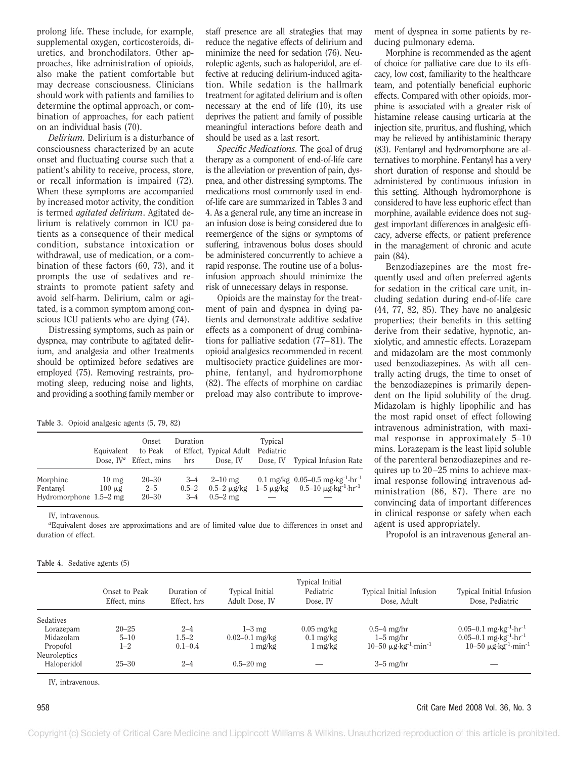prolong life. These include, for example, supplemental oxygen, corticosteroids, diuretics, and bronchodilators. Other approaches, like administration of opioids, also make the patient comfortable but may decrease consciousness. Clinicians should work with patients and families to determine the optimal approach, or combination of approaches, for each patient on an individual basis (70).

*Delirium.* Delirium is a disturbance of consciousness characterized by an acute onset and fluctuating course such that a patient's ability to receive, process, store, or recall information is impaired (72). When these symptoms are accompanied by increased motor activity, the condition is termed *agitated delirium*. Agitated delirium is relatively common in ICU patients as a consequence of their medical condition, substance intoxication or withdrawal, use of medication, or a combination of these factors (60, 73), and it prompts the use of sedatives and restraints to promote patient safety and avoid self-harm. Delirium, calm or agitated, is a common symptom among conscious ICU patients who are dying (74).

Distressing symptoms, such as pain or dyspnea, may contribute to agitated delirium, and analgesia and other treatments should be optimized before sedatives are employed (75). Removing restraints, promoting sleep, reducing noise and lights, and providing a soothing family member or staff presence are all strategies that may reduce the negative effects of delirium and minimize the need for sedation (76). Neuroleptic agents, such as haloperidol, are effective at reducing delirium-induced agitation. While sedation is the hallmark treatment for agitated delirium and is often necessary at the end of life (10), its use deprives the patient and family of possible meaningful interactions before death and should be used as a last resort.

*Specific Medications.* The goal of drug therapy as a component of end-of-life care is the alleviation or prevention of pain, dyspnea, and other distressing symptoms. The medications most commonly used in end-of-life care are summarized in Tables 3 and 4. As a general rule, any time an increase in an infusion dose is being considered due to reemergence of the signs or symptoms of suffering, intravenous bolus doses should be administered concurrently to achieve a rapid response. The routine use of a bolus-infusion approach should minimize the risk of unnecessary delays in response.

Opioids are the mainstay for the treatment of pain and dyspnea in dying patients and demonstrate additive sedative effects as a component of drug combinations for palliative sedation (77–81). The opioid analgesics recommended in recent multisociety practice guidelines are morphine, fentanyl, and hydromorphone (82). The effects of morphine on cardiac preload may also contribute to improvement of dyspnea in some patients by reducing pulmonary edema.

Morphine is recommended as the agent of choice for palliative care due to its efficacy, low cost, familiarity to the healthcare team, and potentially beneficial euphoric effects. Compared with other opioids, morphine is associated with a greater risk of histamine release causing urticaria at the injection site, pruritus, and flushing, which may be relieved by antihistaminic therapy (83). Fentanyl and hydromorphone are alternatives to morphine. Fentanyl has a very short duration of response and should be administered by continuous infusion in this setting. Although hydromorphone is considered to have less euphoric effect than morphine, available evidence does not suggest important differences in analgesic efficacy, adverse effects, or patient preference in the management of chronic and acute pain (84).

Benzodiazepines are the most frequently used and often preferred agents for sedation in the critical care unit, including sedation during end-of-life care (44, 77, 82, 85). They have no analgesic properties; their benefits in this setting derive from their sedative, hypnotic, anxiolytic, and amnestic effects. Lorazepam and midazolam are the most commonly used benzodiazepines. As with all centrally acting drugs, the time to onset of the benzodiazepines is primarily dependent on the lipid solubility of the drug. Midazolam is highly lipophilic and has the most rapid onset of effect following intravenous administration, with maximal response in approximately 5–10 mins. Lorazepam is the least lipid soluble of the parenteral benzodiazepines and requires up to 20–25 mins to achieve maximal response following intravenous administration (86, 87). There are no convincing data of important differences in clinical response or safety when each agent is used appropriately.

Propofol is an intravenous general an-

Table 3. Opioid analgesic agents (5, 79, 82)

| | Equivalent Dose, IV[a] | Onset to Peak Effect, mins | Duration of Effect, hrs | Typical Adult Dose, IV | Typical Pediatric Dose, IV | Typical Infusion Rate |
|---|---|---|---|---|---|---|
| Morphine | 10 mg | 20–30 | 3–4 | 2–10 mg | 0.1 mg/kg | 0.05–0.5 $mg \cdot kg^{-1} \cdot hr^{-1}$ |
| Fentanyl | 100 μg | 2–5 | 0.5–2 | 0.5–2 μg/kg | 1–5 μg/kg | 0.5–10 $\mu g \cdot kg^{-1} \cdot hr^{-1}$ |
| Hydromorphone | 1.5–2 mg | 20–30 | 3–4 | 0.5–2 mg | — | — |

IV, intravenous.

[a]Equivalent doses are approximations and are of limited value due to differences in onset and duration of effect.

Table 4. Sedative agents (5)

| | Onset to Peak Effect, mins | Duration of Effect, hrs | Typical Initial Adult Dose, IV | Typical Initial Pediatric Dose, IV | Typical Initial Infusion Dose, Adult | Typical Initial Infusion Dose, Pediatric |
|---|---|---|---|---|---|---|
| Sedatives | | | | | | |
| Lorazepam | 20–25 | 2–4 | 1–3 mg | 0.05 mg/kg | 0.5–4 mg/hr | 0.05–0.1 $mg \cdot kg^{-1} \cdot hr^{-1}$ |
| Midazolam | 5–10 | 1.5–2 | 0.02–0.1 mg/kg | 0.1 mg/kg | 1–5 mg/hr | 0.05–0.1 $mg \cdot kg^{-1} \cdot hr^{-1}$ |
| Propofol | 1–2 | 0.1–0.4 | 1 mg/kg | 1 mg/kg | 10–50 $\mu g \cdot kg^{-1} \cdot min^{-1}$ | 10–50 $\mu g \cdot kg^{-1} \cdot min^{-1}$ |
| Neuroleptics | | | | | | |
| Haloperidol | 25–30 | 2–4 | 0.5–20 mg | — | 3–5 mg/hr | — |

IV, intravenous.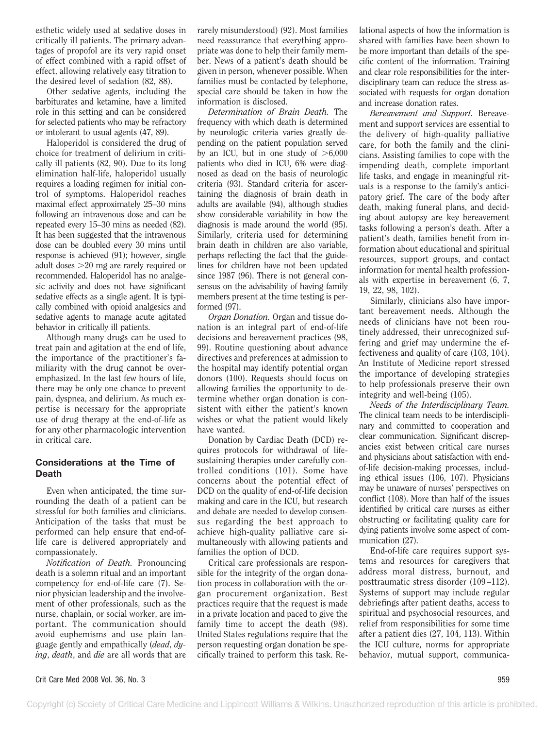esthetic widely used at sedative doses in critically ill patients. The primary advantages of propofol are its very rapid onset of effect combined with a rapid offset of effect, allowing relatively easy titration to the desired level of sedation (82, 88).

Other sedative agents, including the barbiturates and ketamine, have a limited role in this setting and can be considered for selected patients who may be refractory or intolerant to usual agents (47, 89).

Haloperidol is considered the drug of choice for treatment of delirium in critically ill patients (82, 90). Due to its long elimination half-life, haloperidol usually requires a loading regimen for initial control of symptoms. Haloperidol reaches maximal effect approximately 25–30 mins following an intravenous dose and can be repeated every 15–30 mins as needed (82). It has been suggested that the intravenous dose can be doubled every 30 mins until response is achieved (91); however, single adult doses >20 mg are rarely required or recommended. Haloperidol has no analgesic activity and does not have significant sedative effects as a single agent. It is typically combined with opioid analgesics and sedative agents to manage acute agitated behavior in critically ill patients.

Although many drugs can be used to treat pain and agitation at the end of life, the importance of the practitioner's familiarity with the drug cannot be overemphasized. In the last few hours of life, there may be only one chance to prevent pain, dyspnea, and delirium. As much expertise is necessary for the appropriate use of drug therapy at the end-of-life as for any other pharmacologic intervention in critical care.

## Considerations at the Time of Death

Even when anticipated, the time surrounding the death of a patient can be stressful for both families and clinicians. Anticipation of the tasks that must be performed can help ensure that end-of-life care is delivered appropriately and compassionately.

*Notification of Death.* Pronouncing death is a solemn ritual and an important competency for end-of-life care (7). Senior physician leadership and the involvement of other professionals, such as the nurse, chaplain, or social worker, are important. The communication should avoid euphemisms and use plain language gently and empathically (*dead, dying, death*, and *die* are all words that are rarely misunderstood) (92). Most families need reassurance that everything appropriate was done to help their family member. News of a patient's death should be given in person, whenever possible. When families must be contacted by telephone, special care should be taken in how the information is disclosed.

*Determination of Brain Death.* The frequency with which death is determined by neurologic criteria varies greatly depending on the patient population served by an ICU, but in one study of >6,000 patients who died in ICU, 6% were diagnosed as dead on the basis of neurologic criteria (93). Standard criteria for ascertaining the diagnosis of brain death in adults are available (94), although studies show considerable variability in how the diagnosis is made around the world (95). Similarly, criteria used for determining brain death in children are also variable, perhaps reflecting the fact that the guidelines for children have not been updated since 1987 (96). There is not general consensus on the advisability of having family members present at the time testing is performed (97).

*Organ Donation.* Organ and tissue donation is an integral part of end-of-life decisions and bereavement practices (98, 99). Routine questioning about advance directives and preferences at admission to the hospital may identify potential organ donors (100). Requests should focus on allowing families the opportunity to determine whether organ donation is consistent with either the patient's known wishes or what the patient would likely have wanted.

Donation by Cardiac Death (DCD) requires protocols for withdrawal of life-sustaining therapies under carefully controlled conditions (101). Some have concerns about the potential effect of DCD on the quality of end-of-life decision making and care in the ICU, but research and debate are needed to develop consensus regarding the best approach to achieve high-quality palliative care simultaneously with allowing patients and families the option of DCD.

Critical care professionals are responsible for the integrity of the organ donation process in collaboration with the organ procurement organization. Best practices require that the request is made in a private location and paced to give the family time to accept the death (98). United States regulations require that the person requesting organ donation be specifically trained to perform this task. Relational aspects of how the information is shared with families have been shown to be more important than details of the specific content of the information. Training and clear role responsibilities for the interdisciplinary team can reduce the stress associated with requests for organ donation and increase donation rates.

*Bereavement and Support.* Bereavement and support services are essential to the delivery of high-quality palliative care, for both the family and the clinicians. Assisting families to cope with the impending death, complete important life tasks, and engage in meaningful rituals is a response to the family's anticipatory grief. The care of the body after death, making funeral plans, and deciding about autopsy are key bereavement tasks following a person's death. After a patient's death, families benefit from information about educational and spiritual resources, support groups, and contact information for mental health professionals with expertise in bereavement (6, 7, 19, 22, 98, 102).

Similarly, clinicians also have important bereavement needs. Although the needs of clinicians have not been routinely addressed, their unrecognized suffering and grief may undermine the effectiveness and quality of care (103, 104). An Institute of Medicine report stressed the importance of developing strategies to help professionals preserve their own integrity and well-being (105).

*Needs of the Interdisciplinary Team.* The clinical team needs to be interdisciplinary and committed to cooperation and clear communication. Significant discrepancies exist between critical care nurses and physicians about satisfaction with end-of-life decision-making processes, including ethical issues (106, 107). Physicians may be unaware of nurses' perspectives on conflict (108). More than half of the issues identified by critical care nurses as either obstructing or facilitating quality care for dying patients involve some aspect of communication (27).

End-of-life care requires support systems and resources for caregivers that address moral distress, burnout, and posttraumatic stress disorder (109–112). Systems of support may include regular debriefings after patient deaths, access to spiritual and psychosocial resources, and relief from responsibilities for some time after a patient dies (27, 104, 113). Within the ICU culture, norms for appropriate behavior, mutual support, communica-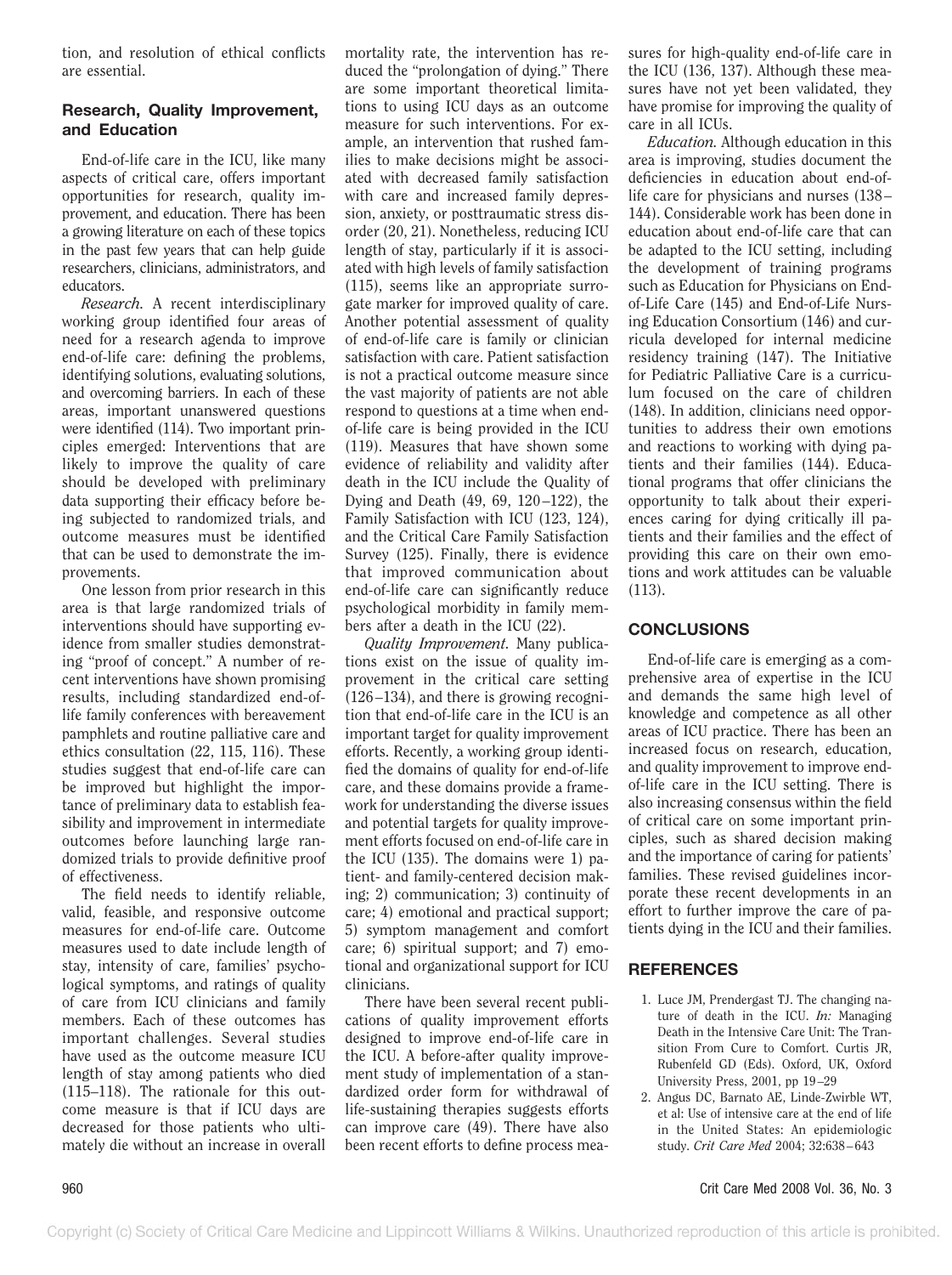tion, and resolution of ethical conflicts are essential.

### Research, Quality Improvement, and Education

End-of-life care in the ICU, like many aspects of critical care, offers important opportunities for research, quality improvement, and education. There has been a growing literature on each of these topics in the past few years that can help guide researchers, clinicians, administrators, and educators.

*Research.* A recent interdisciplinary working group identified four areas of need for a research agenda to improve end-of-life care: defining the problems, identifying solutions, evaluating solutions, and overcoming barriers. In each of these areas, important unanswered questions were identified (114). Two important principles emerged: Interventions that are likely to improve the quality of care should be developed with preliminary data supporting their efficacy before being subjected to randomized trials, and outcome measures must be identified that can be used to demonstrate the improvements.

One lesson from prior research in this area is that large randomized trials of interventions should have supporting evidence from smaller studies demonstrating "proof of concept." A number of recent interventions have shown promising results, including standardized end-of-life family conferences with bereavement pamphlets and routine palliative care and ethics consultation (22, 115, 116). These studies suggest that end-of-life care can be improved but highlight the importance of preliminary data to establish feasibility and improvement in intermediate outcomes before launching large randomized trials to provide definitive proof of effectiveness.

The field needs to identify reliable, valid, feasible, and responsive outcome measures for end-of-life care. Outcome measures used to date include length of stay, intensity of care, families' psychological symptoms, and ratings of quality of care from ICU clinicians and family members. Each of these outcomes has important challenges. Several studies have used as the outcome measure ICU length of stay among patients who died (115–118). The rationale for this outcome measure is that if ICU days are decreased for those patients who ultimately die without an increase in overall mortality rate, the intervention has reduced the "prolongation of dying." There are some important theoretical limitations to using ICU days as an outcome measure for such interventions. For example, an intervention that rushed families to make decisions might be associated with decreased family satisfaction with care and increased family depression, anxiety, or posttraumatic stress disorder (20, 21). Nonetheless, reducing ICU length of stay, particularly if it is associated with high levels of family satisfaction (115), seems like an appropriate surrogate marker for improved quality of care. Another potential assessment of quality of end-of-life care is family or clinician satisfaction with care. Patient satisfaction is not a practical outcome measure since the vast majority of patients are not able respond to questions at a time when end-of-life care is being provided in the ICU (119). Measures that have shown some evidence of reliability and validity after death in the ICU include the Quality of Dying and Death (49, 69, 120–122), the Family Satisfaction with ICU (123, 124), and the Critical Care Family Satisfaction Survey (125). Finally, there is evidence that improved communication about end-of-life care can significantly reduce psychological morbidity in family members after a death in the ICU (22).

*Quality Improvement.* Many publications exist on the issue of quality improvement in the critical care setting (126–134), and there is growing recognition that end-of-life care in the ICU is an important target for quality improvement efforts. Recently, a working group identified the domains of quality for end-of-life care, and these domains provide a framework for understanding the diverse issues and potential targets for quality improvement efforts focused on end-of-life care in the ICU (135). The domains were 1) patient- and family-centered decision making; 2) communication; 3) continuity of care; 4) emotional and practical support; 5) symptom management and comfort care; 6) spiritual support; and 7) emotional and organizational support for ICU clinicians.

There have been several recent publications of quality improvement efforts designed to improve end-of-life care in the ICU. A before-after quality improvement study of implementation of a standardized order form for withdrawal of life-sustaining therapies suggests efforts can improve care (49). There have also been recent efforts to define process measures for high-quality end-of-life care in the ICU (136, 137). Although these measures have not yet been validated, they have promise for improving the quality of care in all ICUs.

*Education.* Although education in this area is improving, studies document the deficiencies in education about end-of-life care for physicians and nurses (138–144). Considerable work has been done in education about end-of-life care that can be adapted to the ICU setting, including the development of training programs such as Education for Physicians on End-of-Life Care (145) and End-of-Life Nursing Education Consortium (146) and curricula developed for internal medicine residency training (147). The Initiative for Pediatric Palliative Care is a curriculum focused on the care of children (148). In addition, clinicians need opportunities to address their own emotions and reactions to working with dying patients and their families (144). Educational programs that offer clinicians the opportunity to talk about their experiences caring for dying critically ill patients and their families and the effect of providing this care on their own emotions and work attitudes can be valuable (113).

## CONCLUSIONS

End-of-life care is emerging as a comprehensive area of expertise in the ICU and demands the same high level of knowledge and competence as all other areas of ICU practice. There has been an increased focus on research, education, and quality improvement to improve end-of-life care in the ICU setting. There is also increasing consensus within the field of critical care on some important principles, such as shared decision making and the importance of caring for patients' families. These revised guidelines incorporate these recent developments in an effort to further improve the care of patients dying in the ICU and their families.

## REFERENCES

1. Luce JM, Prendergast TJ. The changing nature of death in the ICU. *In:* Managing Death in the Intensive Care Unit: The Transition From Cure to Comfort. Curtis JR, Rubenfeld GD (Eds). Oxford, UK, Oxford University Press, 2001, pp 19–29
2. Angus DC, Barnato AE, Linde-Zwirble WT, et al: Use of intensive care at the end of life in the United States: An epidemiologic study. *Crit Care Med* 2004; 32:638–643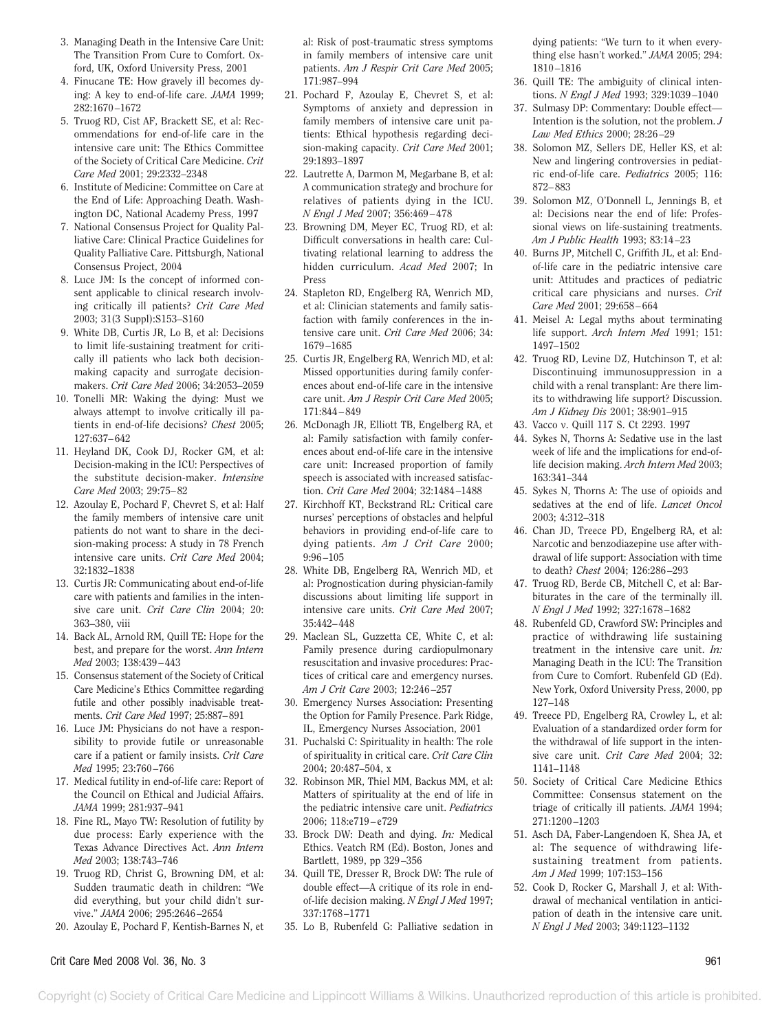3. Managing Death in the Intensive Care Unit: The Transition From Cure to Comfort. Oxford, UK, Oxford University Press, 2001
4. Finucane TE: How gravely ill becomes dying: A key to end-of-life care. *JAMA* 1999; 282:1670–1672
5. Truog RD, Cist AF, Brackett SE, et al: Recommendations for end-of-life care in the intensive care unit: The Ethics Committee of the Society of Critical Care Medicine. *Crit Care Med* 2001; 29:2332–2348
6. Institute of Medicine: Committee on Care at the End of Life: Approaching Death. Washington DC, National Academy Press, 1997
7. National Consensus Project for Quality Palliative Care: Clinical Practice Guidelines for Quality Palliative Care. Pittsburgh, National Consensus Project, 2004
8. Luce JM: Is the concept of informed consent applicable to clinical research involving critically ill patients? *Crit Care Med* 2003; 31(3 Suppl):S153–S160
9. White DB, Curtis JR, Lo B, et al: Decisions to limit life-sustaining treatment for critically ill patients who lack both decision-making capacity and surrogate decision-makers. *Crit Care Med* 2006; 34:2053–2059
10. Tonelli MR: Waking the dying: Must we always attempt to involve critically ill patients in end-of-life decisions? *Chest* 2005; 127:637–642
11. Heyland DK, Cook DJ, Rocker GM, et al: Decision-making in the ICU: Perspectives of the substitute decision-maker. *Intensive Care Med* 2003; 29:75–82
12. Azoulay E, Pochard F, Chevret S, et al: Half the family members of intensive care unit patients do not want to share in the decision-making process: A study in 78 French intensive care units. *Crit Care Med* 2004; 32:1832–1838
13. Curtis JR: Communicating about end-of-life care with patients and families in the intensive care unit. *Crit Care Clin* 2004; 20: 363–380, viii
14. Back AL, Arnold RM, Quill TE: Hope for the best, and prepare for the worst. *Ann Intern Med* 2003; 138:439–443
15. Consensus statement of the Society of Critical Care Medicine's Ethics Committee regarding futile and other possibly inadvisable treatments. *Crit Care Med* 1997; 25:887–891
16. Luce JM: Physicians do not have a responsibility to provide futile or unreasonable care if a patient or family insists. *Crit Care Med* 1995; 23:760–766
17. Medical futility in end-of-life care: Report of the Council on Ethical and Judicial Affairs. *JAMA* 1999; 281:937–941
18. Fine RL, Mayo TW: Resolution of futility by due process: Early experience with the Texas Advance Directives Act. *Ann Intern Med* 2003; 138:743–746
19. Truog RD, Christ G, Browning DM, et al: Sudden traumatic death in children: "We did everything, but your child didn't survive." *JAMA* 2006; 295:2646–2654
20. Azoulay E, Pochard F, Kentish-Barnes N, et al: Risk of post-traumatic stress symptoms in family members of intensive care unit patients. *Am J Respir Crit Care Med* 2005; 171:987–994
21. Pochard F, Azoulay E, Chevret S, et al: Symptoms of anxiety and depression in family members of intensive care unit patients: Ethical hypothesis regarding decision-making capacity. *Crit Care Med* 2001; 29:1893–1897
22. Lautrette A, Darmon M, Megarbane B, et al: A communication strategy and brochure for relatives of patients dying in the ICU. *N Engl J Med* 2007; 356:469–478
23. Browning DM, Meyer EC, Truog RD, et al: Difficult conversations in health care: Cultivating relational learning to address the hidden curriculum. *Acad Med* 2007; In Press
24. Stapleton RD, Engelberg RA, Wenrich MD, et al: Clinician statements and family satisfaction with family conferences in the intensive care unit. *Crit Care Med* 2006; 34: 1679–1685
25. Curtis JR, Engelberg RA, Wenrich MD, et al: Missed opportunities during family conferences about end-of-life care in the intensive care unit. *Am J Respir Crit Care Med* 2005; 171:844–849
26. McDonagh JR, Elliott TB, Engelberg RA, et al: Family satisfaction with family conferences about end-of-life care in the intensive care unit: Increased proportion of family speech is associated with increased satisfaction. *Crit Care Med* 2004; 32:1484–1488
27. Kirchhoff KT, Beckstrand RL: Critical care nurses' perceptions of obstacles and helpful behaviors in providing end-of-life care to dying patients. *Am J Crit Care* 2000; 9:96–105
28. White DB, Engelberg RA, Wenrich MD, et al: Prognostication during physician-family discussions about limiting life support in intensive care units. *Crit Care Med* 2007; 35:442–448
29. Maclean SL, Guzzetta CE, White C, et al: Family presence during cardiopulmonary resuscitation and invasive procedures: Practices of critical care and emergency nurses. *Am J Crit Care* 2003; 12:246–257
30. Emergency Nurses Association: Presenting the Option for Family Presence. Park Ridge, IL, Emergency Nurses Association, 2001
31. Puchalski C: Spirituality in health: The role of spirituality in critical care. *Crit Care Clin* 2004; 20:487–504, x
32. Robinson MR, Thiel MM, Backus MM, et al: Matters of spirituality at the end of life in the pediatric intensive care unit. *Pediatrics* 2006; 118:e719–e729
33. Brock DW: Death and dying. *In:* Medical Ethics. Veatch RM (Ed). Boston, Jones and Bartlett, 1989, pp 329–356
34. Quill TE, Dresser R, Brock DW: The rule of double effect—A critique of its role in end-of-life decision making. *N Engl J Med* 1997; 337:1768–1771
35. Lo B, Rubenfeld G: Palliative sedation in dying patients: "We turn to it when everything else hasn't worked." *JAMA* 2005; 294: 1810–1816
36. Quill TE: The ambiguity of clinical intentions. *N Engl J Med* 1993; 329:1039–1040
37. Sulmasy DP: Commentary: Double effect—Intention is the solution, not the problem. *J Law Med Ethics* 2000; 28:26–29
38. Solomon MZ, Sellers DE, Heller KS, et al: New and lingering controversies in pediatric end-of-life care. *Pediatrics* 2005; 116: 872–883
39. Solomon MZ, O'Donnell L, Jennings B, et al: Decisions near the end of life: Professional views on life-sustaining treatments. *Am J Public Health* 1993; 83:14–23
40. Burns JP, Mitchell C, Griffith JL, et al: End-of-life care in the pediatric intensive care unit: Attitudes and practices of pediatric critical care physicians and nurses. *Crit Care Med* 2001; 29:658–664
41. Meisel A: Legal myths about terminating life support. *Arch Intern Med* 1991; 151: 1497–1502
42. Truog RD, Levine DZ, Hutchinson T, et al: Discontinuing immunosuppression in a child with a renal transplant: Are there limits to withdrawing life support? Discussion. *Am J Kidney Dis* 2001; 38:901–915
43. Vacco v. Quill 117 S. Ct 2293. 1997
44. Sykes N, Thorns A: Sedative use in the last week of life and the implications for end-of-life decision making. *Arch Intern Med* 2003; 163:341–344
45. Sykes N, Thorns A: The use of opioids and sedatives at the end of life. *Lancet Oncol* 2003; 4:312–318
46. Chan JD, Treece PD, Engelberg RA, et al: Narcotic and benzodiazepine use after withdrawal of life support: Association with time to death? *Chest* 2004; 126:286–293
47. Truog RD, Berde CB, Mitchell C, et al: Barbiturates in the care of the terminally ill. *N Engl J Med* 1992; 327:1678–1682
48. Rubenfeld GD, Crawford SW: Principles and practice of withdrawing life sustaining treatment in the intensive care unit. *In:* Managing Death in the ICU: The Transition from Cure to Comfort. Rubenfeld GD (Ed). New York, Oxford University Press, 2000, pp 127–148
49. Treece PD, Engelberg RA, Crowley L, et al: Evaluation of a standardized order form for the withdrawal of life support in the intensive care unit. *Crit Care Med* 2004; 32: 1141–1148
50. Society of Critical Care Medicine Ethics Committee: Consensus statement on the triage of critically ill patients. *JAMA* 1994; 271:1200–1203
51. Asch DA, Faber-Langendoen K, Shea JA, et al: The sequence of withdrawing life-sustaining treatment from patients. *Am J Med* 1999; 107:153–156
52. Cook D, Rocker G, Marshall J, et al: Withdrawal of mechanical ventilation in anticipation of death in the intensive care unit. *N Engl J Med* 2003; 349:1123–1132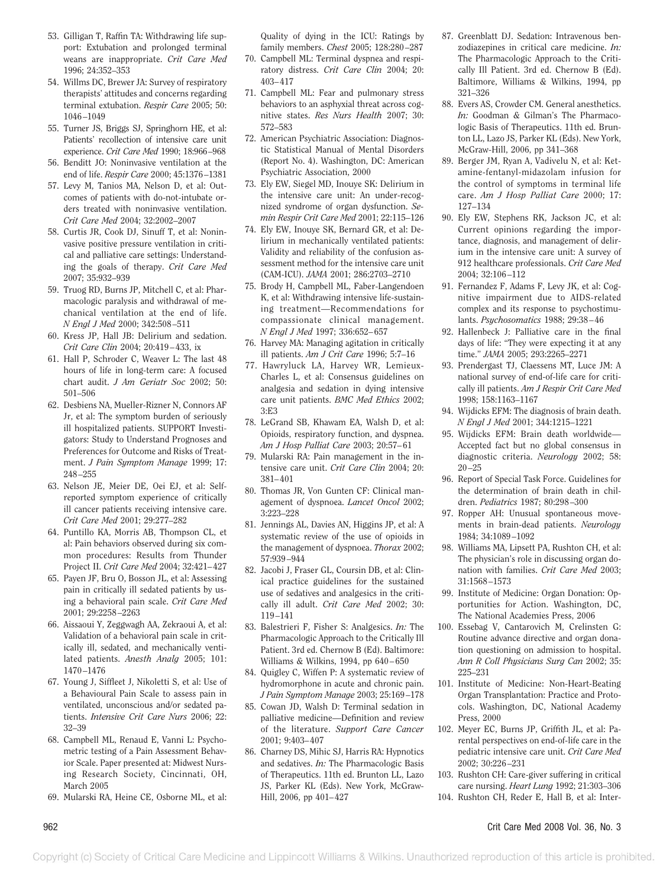53. Gilligan T, Raffin TA: Withdrawing life support: Extubation and prolonged terminal weans are inappropriate. *Crit Care Med* 1996; 24:352–353
54. Willms DC, Brewer JA: Survey of respiratory therapists' attitudes and concerns regarding terminal extubation. *Respir Care* 2005; 50: 1046–1049
55. Turner JS, Briggs SJ, Springhorn HE, et al: Patients' recollection of intensive care unit experience. *Crit Care Med* 1990; 18:966–968
56. Benditt JO: Noninvasive ventilation at the end of life. *Respir Care* 2000; 45:1376–1381
57. Levy M, Tanios MA, Nelson D, et al: Outcomes of patients with do-not-intubate orders treated with noninvasive ventilation. *Crit Care Med* 2004; 32:2002–2007
58. Curtis JR, Cook DJ, Sinuff T, et al: Noninvasive positive pressure ventilation in critical and palliative care settings: Understanding the goals of therapy. *Crit Care Med* 2007; 35:932–939
59. Truog RD, Burns JP, Mitchell C, et al: Pharmacologic paralysis and withdrawal of mechanical ventilation at the end of life. *N Engl J Med* 2000; 342:508–511
60. Kress JP, Hall JB: Delirium and sedation. *Crit Care Clin* 2004; 20:419–433, ix
61. Hall P, Schroder C, Weaver L: The last 48 hours of life in long-term care: A focused chart audit. *J Am Geriatr Soc* 2002; 50: 501–506
62. Desbiens NA, Mueller-Rizner N, Connors AF Jr, et al: The symptom burden of seriously ill hospitalized patients. SUPPORT Investigators: Study to Understand Prognoses and Preferences for Outcome and Risks of Treatment. *J Pain Symptom Manage* 1999; 17: 248–255
63. Nelson JE, Meier DE, Oei EJ, et al: Self-reported symptom experience of critically ill cancer patients receiving intensive care. *Crit Care Med* 2001; 29:277–282
64. Puntillo KA, Morris AB, Thompson CL, et al: Pain behaviors observed during six common procedures: Results from Thunder Project II. *Crit Care Med* 2004; 32:421–427
65. Payen JF, Bru O, Bosson JL, et al: Assessing pain in critically ill sedated patients by using a behavioral pain scale. *Crit Care Med* 2001; 29:2258–2263
66. Aissaoui Y, Zeggwagh AA, Zekraoui A, et al: Validation of a behavioral pain scale in critically ill, sedated, and mechanically ventilated patients. *Anesth Analg* 2005; 101: 1470–1476
67. Young J, Siffleet J, Nikoletti S, et al: Use of a Behavioural Pain Scale to assess pain in ventilated, unconscious and/or sedated patients. *Intensive Crit Care Nurs* 2006; 22: 32–39
68. Campbell ML, Renaud E, Vanni L: Psychometric testing of a Pain Assessment Behavior Scale. Paper presented at: Midwest Nursing Research Society, Cincinnati, OH, March 2005
69. Mularski RA, Heine CE, Osborne ML, et al: Quality of dying in the ICU: Ratings by family members. *Chest* 2005; 128:280–287
70. Campbell ML: Terminal dyspnea and respiratory distress. *Crit Care Clin* 2004; 20: 403–417
71. Campbell ML: Fear and pulmonary stress behaviors to an asphyxial threat across cognitive states. *Res Nurs Health* 2007; 30: 572–583
72. American Psychiatric Association: Diagnostic Statistical Manual of Mental Disorders (Report No. 4). Washington, DC: American Psychiatric Association, 2000
73. Ely EW, Siegel MD, Inouye SK: Delirium in the intensive care unit: An under-recognized syndrome of organ dysfunction. *Semin Respir Crit Care Med* 2001; 22:115–126
74. Ely EW, Inouye SK, Bernard GR, et al: Delirium in mechanically ventilated patients: Validity and reliability of the confusion assessment method for the intensive care unit (CAM-ICU). *JAMA* 2001; 286:2703–2710
75. Brody H, Campbell ML, Faber-Langendoen K, et al: Withdrawing intensive life-sustaining treatment—Recommendations for compassionate clinical management. *N Engl J Med* 1997; 336:652–657
76. Harvey MA: Managing agitation in critically ill patients. *Am J Crit Care* 1996; 5:7–16
77. Hawryluck LA, Harvey WR, Lemieux-Charles L, et al: Consensus guidelines on analgesia and sedation in dying intensive care unit patients. *BMC Med Ethics* 2002; 3:E3
78. LeGrand SB, Khawam EA, Walsh D, et al: Opioids, respiratory function, and dyspnea. *Am J Hosp Palliat Care* 2003; 20:57–61
79. Mularski RA: Pain management in the intensive care unit. *Crit Care Clin* 2004; 20: 381–401
80. Thomas JR, Von Gunten CF: Clinical management of dyspnoea. *Lancet Oncol* 2002; 3:223–228
81. Jennings AL, Davies AN, Higgins JP, et al: A systematic review of the use of opioids in the management of dyspnoea. *Thorax* 2002; 57:939–944
82. Jacobi J, Fraser GL, Coursin DB, et al: Clinical practice guidelines for the sustained use of sedatives and analgesics in the critically ill adult. *Crit Care Med* 2002; 30: 119–141
83. Balestrieri F, Fisher S: Analgesics. *In:* The Pharmacologic Approach to the Critically Ill Patient. 3rd ed. Chernow B (Ed). Baltimore: Williams & Wilkins, 1994, pp 640–650
84. Quigley C, Wiffen P: A systematic review of hydromorphone in acute and chronic pain. *J Pain Symptom Manage* 2003; 25:169–178
85. Cowan JD, Walsh D: Terminal sedation in palliative medicine—Definition and review of the literature. *Support Care Cancer* 2001; 9:403–407
86. Charney DS, Mihic SJ, Harris RA: Hypnotics and sedatives. *In:* The Pharmacologic Basis of Therapeutics. 11th ed. Brunton LL, Lazo JS, Parker KL (Eds). New York, McGraw-Hill, 2006, pp 401–427
87. Greenblatt DJ. Sedation: Intravenous benzodiazepines in critical care medicine. *In:* The Pharmacologic Approach to the Critically Ill Patient. 3rd ed. Chernow B (Ed). Baltimore, Williams & Wilkins, 1994, pp 321–326
88. Evers AS, Crowder CM. General anesthetics. *In:* Goodman & Gilman's The Pharmacologic Basis of Therapeutics. 11th ed. Brunton LL, Lazo JS, Parker KL (Eds). New York, McGraw-Hill, 2006, pp 341–368
89. Berger JM, Ryan A, Vadivelu N, et al: Ketamine-fentanyl-midazolam infusion for the control of symptoms in terminal life care. *Am J Hosp Palliat Care* 2000; 17: 127–134
90. Ely EW, Stephens RK, Jackson JC, et al: Current opinions regarding the importance, diagnosis, and management of delirium in the intensive care unit: A survey of 912 healthcare professionals. *Crit Care Med* 2004; 32:106–112
91. Fernandez F, Adams F, Levy JK, et al: Cognitive impairment due to AIDS-related complex and its response to psychostimulants. *Psychosomatics* 1988; 29:38–46
92. Hallenbeck J: Palliative care in the final days of life: "They were expecting it at any time." *JAMA* 2005; 293:2265–2271
93. Prendergast TJ, Claessens MT, Luce JM: A national survey of end-of-life care for critically ill patients. *Am J Respir Crit Care Med* 1998; 158:1163–1167
94. Wijdicks EFM: The diagnosis of brain death. *N Engl J Med* 2001; 344:1215–1221
95. Wijdicks EFM: Brain death worldwide—Accepted fact but no global consensus in diagnostic criteria. *Neurology* 2002; 58: 20–25
96. Report of Special Task Force. Guidelines for the determination of brain death in children. *Pediatrics* 1987; 80:298–300
97. Ropper AH: Unusual spontaneous movements in brain-dead patients. *Neurology* 1984; 34:1089–1092
98. Williams MA, Lipsett PA, Rushton CH, et al: The physician's role in discussing organ donation with families. *Crit Care Med* 2003; 31:1568–1573
99. Institute of Medicine: Organ Donation: Opportunities for Action. Washington, DC, The National Academies Press, 2006
100. Essebag V, Cantarovich M, Crelinsten G: Routine advance directive and organ donation questioning on admission to hospital. *Ann R Coll Physicians Surg Can* 2002; 35: 225–231
101. Institute of Medicine: Non-Heart-Beating Organ Transplantation: Practice and Protocols. Washington, DC, National Academy Press, 2000
102. Meyer EC, Burns JP, Griffith JL, et al: Parental perspectives on end-of-life care in the pediatric intensive care unit. *Crit Care Med* 2002; 30:226–231
103. Rushton CH: Care-giver suffering in critical care nursing. *Heart Lung* 1992; 21:303–306
104. Rushton CH, Reder E, Hall B, et al: Inter-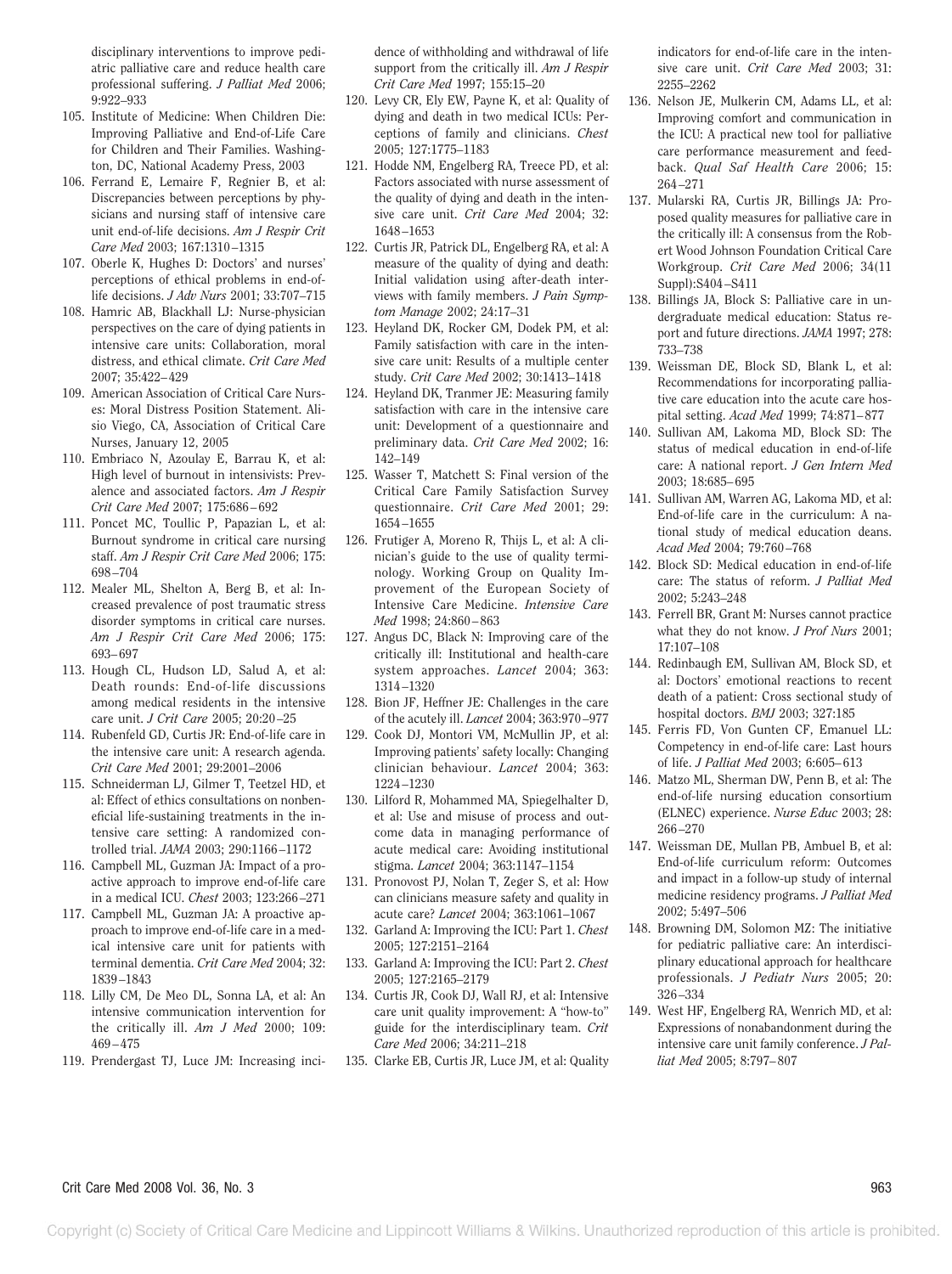disciplinary interventions to improve pediatric palliative care and reduce health care professional suffering. *J Palliat Med* 2006; 9:922–933

105. Institute of Medicine: When Children Die: Improving Palliative and End-of-Life Care for Children and Their Families. Washington, DC, National Academy Press, 2003
106. Ferrand E, Lemaire F, Regnier B, et al: Discrepancies between perceptions by physicians and nursing staff of intensive care unit end-of-life decisions. *Am J Respir Crit Care Med* 2003; 167:1310–1315
107. Oberle K, Hughes D: Doctors' and nurses' perceptions of ethical problems in end-of-life decisions. *J Adv Nurs* 2001; 33:707–715
108. Hamric AB, Blackhall LJ: Nurse-physician perspectives on the care of dying patients in intensive care units: Collaboration, moral distress, and ethical climate. *Crit Care Med* 2007; 35:422–429
109. American Association of Critical Care Nurses: Moral Distress Position Statement. Aliso Viego, CA, Association of Critical Care Nurses, January 12, 2005
110. Embriaco N, Azoulay E, Barrau K, et al: High level of burnout in intensivists: Prevalence and associated factors. *Am J Respir Crit Care Med* 2007; 175:686–692
111. Poncet MC, Toullic P, Papazian L, et al: Burnout syndrome in critical care nursing staff. *Am J Respir Crit Care Med* 2006; 175: 698–704
112. Mealer ML, Shelton A, Berg B, et al: Increased prevalence of post traumatic stress disorder symptoms in critical care nurses. *Am J Respir Crit Care Med* 2006; 175: 693–697
113. Hough CL, Hudson LD, Salud A, et al: Death rounds: End-of-life discussions among medical residents in the intensive care unit. *J Crit Care* 2005; 20:20–25
114. Rubenfeld GD, Curtis JR: End-of-life care in the intensive care unit: A research agenda. *Crit Care Med* 2001; 29:2001–2006
115. Schneiderman LJ, Gilmer T, Teetzel HD, et al: Effect of ethics consultations on nonbeneficial life-sustaining treatments in the intensive care setting: A randomized controlled trial. *JAMA* 2003; 290:1166–1172
116. Campbell ML, Guzman JA: Impact of a proactive approach to improve end-of-life care in a medical ICU. *Chest* 2003; 123:266–271
117. Campbell ML, Guzman JA: A proactive approach to improve end-of-life care in a medical intensive care unit for patients with terminal dementia. *Crit Care Med* 2004; 32: 1839–1843
118. Lilly CM, De Meo DL, Sonna LA, et al: An intensive communication intervention for the critically ill. *Am J Med* 2000; 109: 469–475
119. Prendergast TJ, Luce JM: Increasing incidence of withholding and withdrawal of life support from the critically ill. *Am J Respir Crit Care Med* 1997; 155:15–20
120. Levy CR, Ely EW, Payne K, et al: Quality of dying and death in two medical ICUs: Perceptions of family and clinicians. *Chest* 2005; 127:1775–1183
121. Hodde NM, Engelberg RA, Treece PD, et al: Factors associated with nurse assessment of the quality of dying and death in the intensive care unit. *Crit Care Med* 2004; 32: 1648–1653
122. Curtis JR, Patrick DL, Engelberg RA, et al: A measure of the quality of dying and death: Initial validation using after-death interviews with family members. *J Pain Symptom Manage* 2002; 24:17–31
123. Heyland DK, Rocker GM, Dodek PM, et al: Family satisfaction with care in the intensive care unit: Results of a multiple center study. *Crit Care Med* 2002; 30:1413–1418
124. Heyland DK, Tranmer JE: Measuring family satisfaction with care in the intensive care unit: Development of a questionnaire and preliminary data. *Crit Care Med* 2002; 16: 142–149
125. Wasser T, Matchett S: Final version of the Critical Care Family Satisfaction Survey questionnaire. *Crit Care Med* 2001; 29: 1654–1655
126. Frutiger A, Moreno R, Thijs L, et al: A clinician's guide to the use of quality terminology. Working Group on Quality Improvement of the European Society of Intensive Care Medicine. *Intensive Care Med* 1998; 24:860–863
127. Angus DC, Black N: Improving care of the critically ill: Institutional and health-care system approaches. *Lancet* 2004; 363: 1314–1320
128. Bion JF, Heffner JE: Challenges in the care of the acutely ill. *Lancet* 2004; 363:970–977
129. Cook DJ, Montori VM, McMullin JP, et al: Improving patients' safety locally: Changing clinician behaviour. *Lancet* 2004; 363: 1224–1230
130. Lilford R, Mohammed MA, Spiegelhalter D, et al: Use and misuse of process and outcome data in managing performance of acute medical care: Avoiding institutional stigma. *Lancet* 2004; 363:1147–1154
131. Pronovost PJ, Nolan T, Zeger S, et al: How can clinicians measure safety and quality in acute care? *Lancet* 2004; 363:1061–1067
132. Garland A: Improving the ICU: Part 1. *Chest* 2005; 127:2151–2164
133. Garland A: Improving the ICU: Part 2. *Chest* 2005; 127:2165–2179
134. Curtis JR, Cook DJ, Wall RJ, et al: Intensive care unit quality improvement: A "how-to" guide for the interdisciplinary team. *Crit Care Med* 2006; 34:211–218
135. Clarke EB, Curtis JR, Luce JM, et al: Quality indicators for end-of-life care in the intensive care unit. *Crit Care Med* 2003; 31: 2255–2262
136. Nelson JE, Mulkerin CM, Adams LL, et al: Improving comfort and communication in the ICU: A practical new tool for palliative care performance measurement and feedback. *Qual Saf Health Care* 2006; 15: 264–271
137. Mularski RA, Curtis JR, Billings JA: Proposed quality measures for palliative care in the critically ill: A consensus from the Robert Wood Johnson Foundation Critical Care Workgroup. *Crit Care Med* 2006; 34(11 Suppl):S404–S411
138. Billings JA, Block S: Palliative care in undergraduate medical education: Status report and future directions. *JAMA* 1997; 278: 733–738
139. Weissman DE, Block SD, Blank L, et al: Recommendations for incorporating palliative care education into the acute care hospital setting. *Acad Med* 1999; 74:871–877
140. Sullivan AM, Lakoma MD, Block SD: The status of medical education in end-of-life care: A national report. *J Gen Intern Med* 2003; 18:685–695
141. Sullivan AM, Warren AG, Lakoma MD, et al: End-of-life care in the curriculum: A national study of medical education deans. *Acad Med* 2004; 79:760–768
142. Block SD: Medical education in end-of-life care: The status of reform. *J Palliat Med* 2002; 5:243–248
143. Ferrell BR, Grant M: Nurses cannot practice what they do not know. *J Prof Nurs* 2001; 17:107–108
144. Redinbaugh EM, Sullivan AM, Block SD, et al: Doctors' emotional reactions to recent death of a patient: Cross sectional study of hospital doctors. *BMJ* 2003; 327:185
145. Ferris FD, Von Gunten CF, Emanuel LL: Competency in end-of-life care: Last hours of life. *J Palliat Med* 2003; 6:605–613
146. Matzo ML, Sherman DW, Penn B, et al: The end-of-life nursing education consortium (ELNEC) experience. *Nurse Educ* 2003; 28: 266–270
147. Weissman DE, Mullan PB, Ambuel B, et al: End-of-life curriculum reform: Outcomes and impact in a follow-up study of internal medicine residency programs. *J Palliat Med* 2002; 5:497–506
148. Browning DM, Solomon MZ: The initiative for pediatric palliative care: An interdisciplinary educational approach for healthcare professionals. *J Pediatr Nurs* 2005; 20: 326–334
149. West HF, Engelberg RA, Wenrich MD, et al: Expressions of nonabandonment during the intensive care unit family conference. *J Palliat Med* 2005; 8:797–807